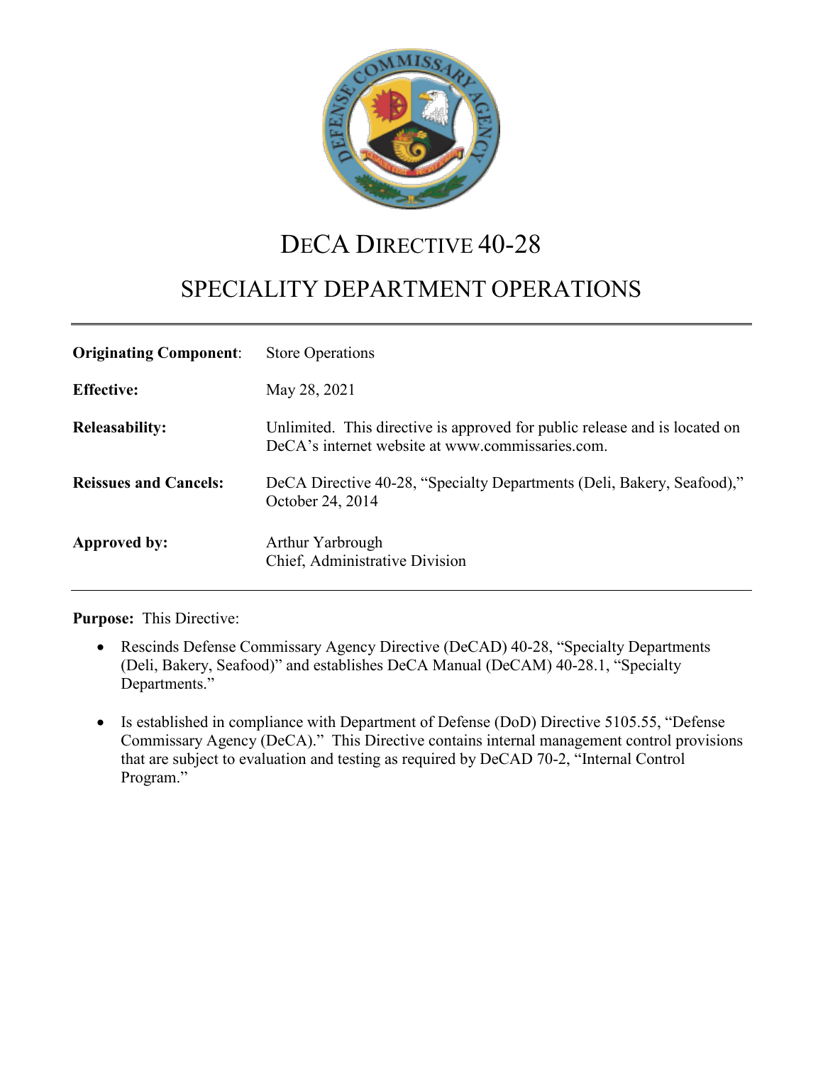# DeCA Directive 40-28

## SPECIALITY DEPARTMENT OPERATIONS

| | |
|---|---|
| **Originating Component**: | Store Operations |
| **Effective:** | May 28, 2021 |
| **Releasability:** | Unlimited. This directive is approved for public release and is located on DeCA's internet website at www.commissaries.com. |
| **Reissues and Cancels:** | DeCA Directive 40-28, "Specialty Departments (Deli, Bakery, Seafood)," October 24, 2014 |
| **Approved by:** | Arthur Yarbrough<br>Chief, Administrative Division |

**Purpose:** This Directive:

- Rescinds Defense Commissary Agency Directive (DeCAD) 40-28, "Specialty Departments (Deli, Bakery, Seafood)" and establishes DeCA Manual (DeCAM) 40-28.1, "Specialty Departments."

- Is established in compliance with Department of Defense (DoD) Directive 5105.55, "Defense Commissary Agency (DeCA)." This Directive contains internal management control provisions that are subject to evaluation and testing as required by DeCAD 70-2, "Internal Control Program."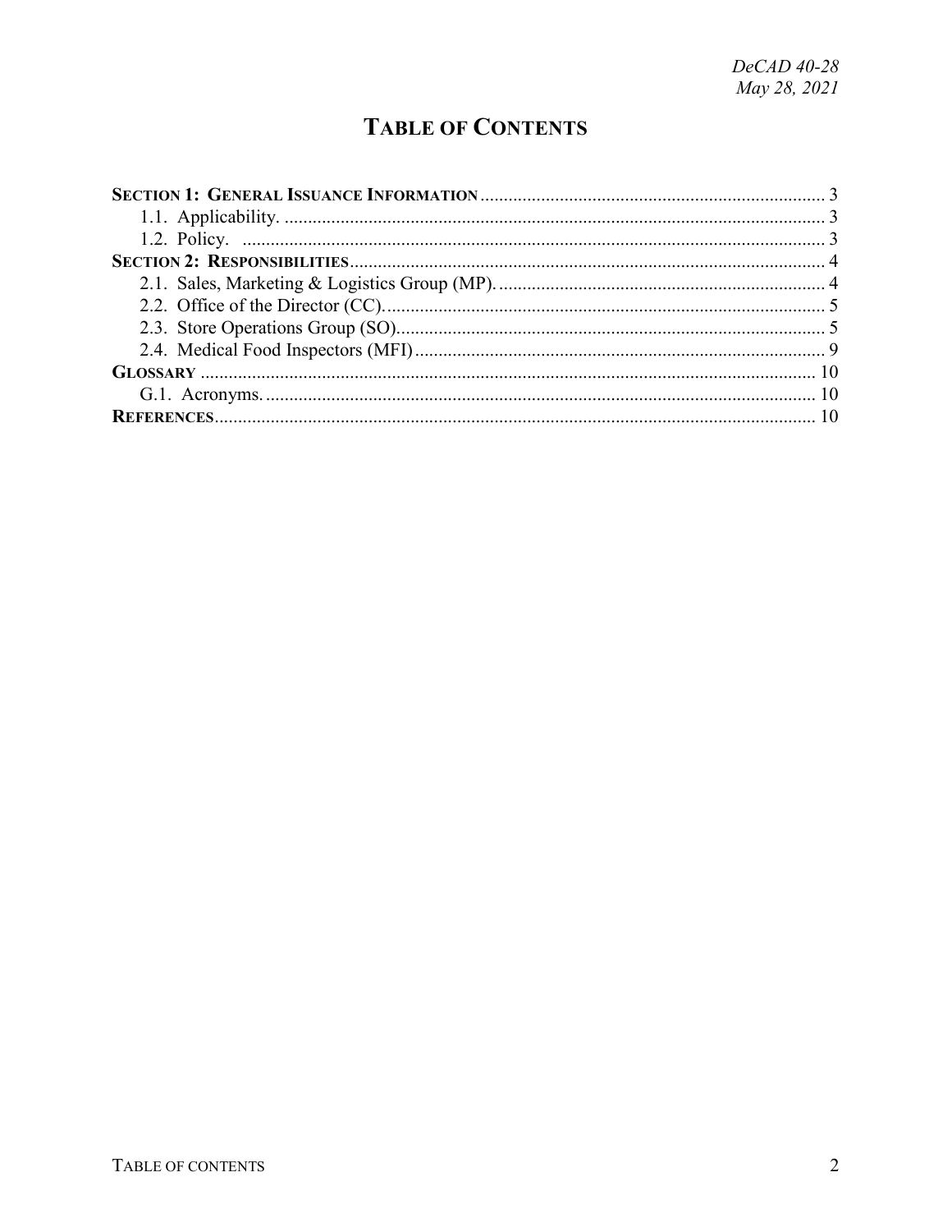# TABLE OF CONTENTS

**SECTION 1: GENERAL ISSUANCE INFORMATION** ........ 3
- 1.1. Applicability. ........ 3
- 1.2. Policy. ........ 3

**SECTION 2: RESPONSIBILITIES** ........ 4
- 2.1. Sales, Marketing & Logistics Group (MP). ........ 4
- 2.2. Office of the Director (CC). ........ 5
- 2.3. Store Operations Group (SO). ........ 5
- 2.4. Medical Food Inspectors (MFI) ........ 9

**GLOSSARY** ........ 10
- G.1. Acronyms. ........ 10

**REFERENCES** ........ 10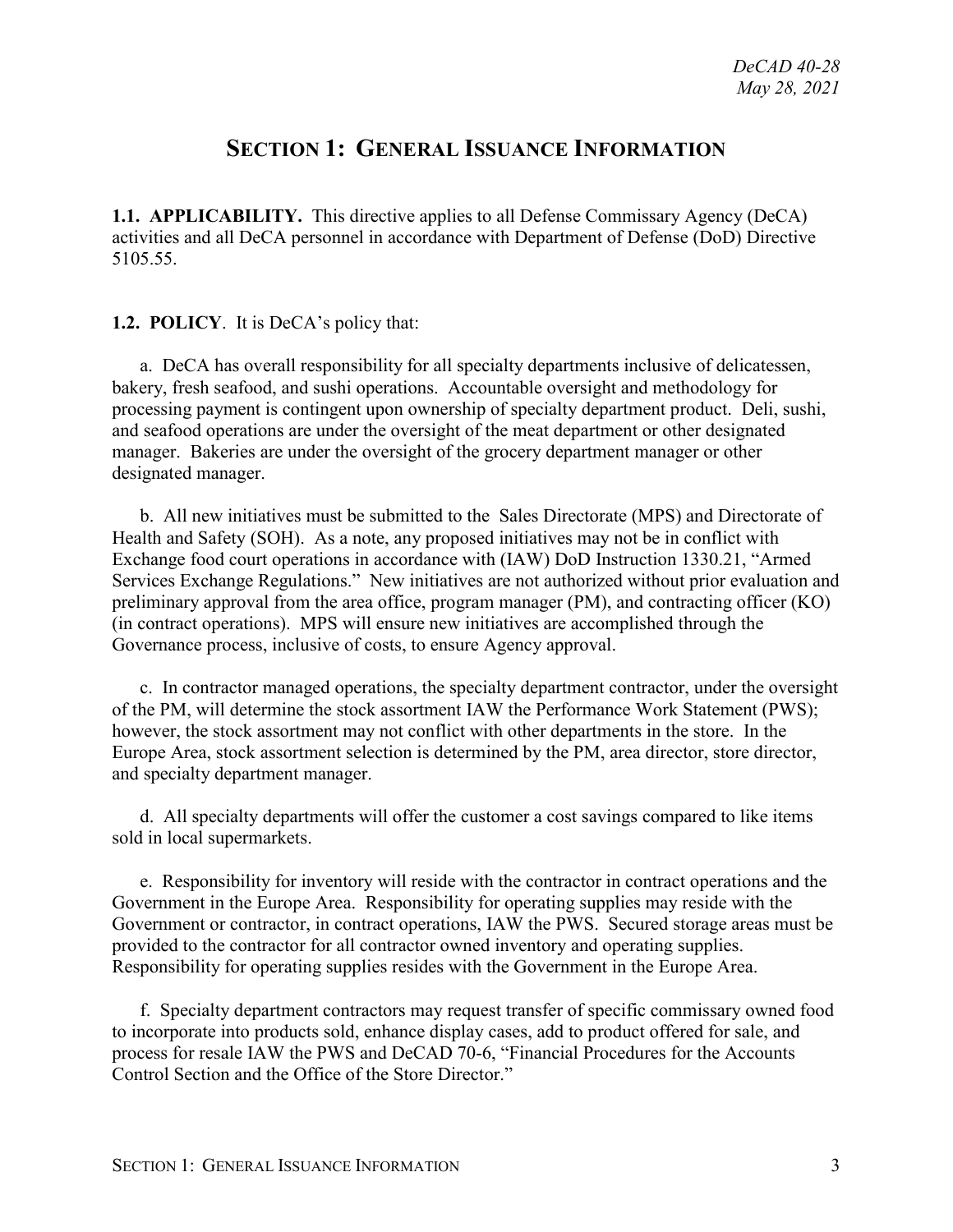# SECTION 1: GENERAL ISSUANCE INFORMATION

**1.1. APPLICABILITY.** This directive applies to all Defense Commissary Agency (DeCA) activities and all DeCA personnel in accordance with Department of Defense (DoD) Directive 5105.55.

**1.2. POLICY**. It is DeCA's policy that:

a. DeCA has overall responsibility for all specialty departments inclusive of delicatessen, bakery, fresh seafood, and sushi operations. Accountable oversight and methodology for processing payment is contingent upon ownership of specialty department product. Deli, sushi, and seafood operations are under the oversight of the meat department or other designated manager. Bakeries are under the oversight of the grocery department manager or other designated manager.

b. All new initiatives must be submitted to the Sales Directorate (MPS) and Directorate of Health and Safety (SOH). As a note, any proposed initiatives may not be in conflict with Exchange food court operations in accordance with (IAW) DoD Instruction 1330.21, "Armed Services Exchange Regulations." New initiatives are not authorized without prior evaluation and preliminary approval from the area office, program manager (PM), and contracting officer (KO) (in contract operations). MPS will ensure new initiatives are accomplished through the Governance process, inclusive of costs, to ensure Agency approval.

c. In contractor managed operations, the specialty department contractor, under the oversight of the PM, will determine the stock assortment IAW the Performance Work Statement (PWS); however, the stock assortment may not conflict with other departments in the store. In the Europe Area, stock assortment selection is determined by the PM, area director, store director, and specialty department manager.

d. All specialty departments will offer the customer a cost savings compared to like items sold in local supermarkets.

e. Responsibility for inventory will reside with the contractor in contract operations and the Government in the Europe Area. Responsibility for operating supplies may reside with the Government or contractor, in contract operations, IAW the PWS. Secured storage areas must be provided to the contractor for all contractor owned inventory and operating supplies. Responsibility for operating supplies resides with the Government in the Europe Area.

f. Specialty department contractors may request transfer of specific commissary owned food to incorporate into products sold, enhance display cases, add to product offered for sale, and process for resale IAW the PWS and DeCAD 70-6, "Financial Procedures for the Accounts Control Section and the Office of the Store Director."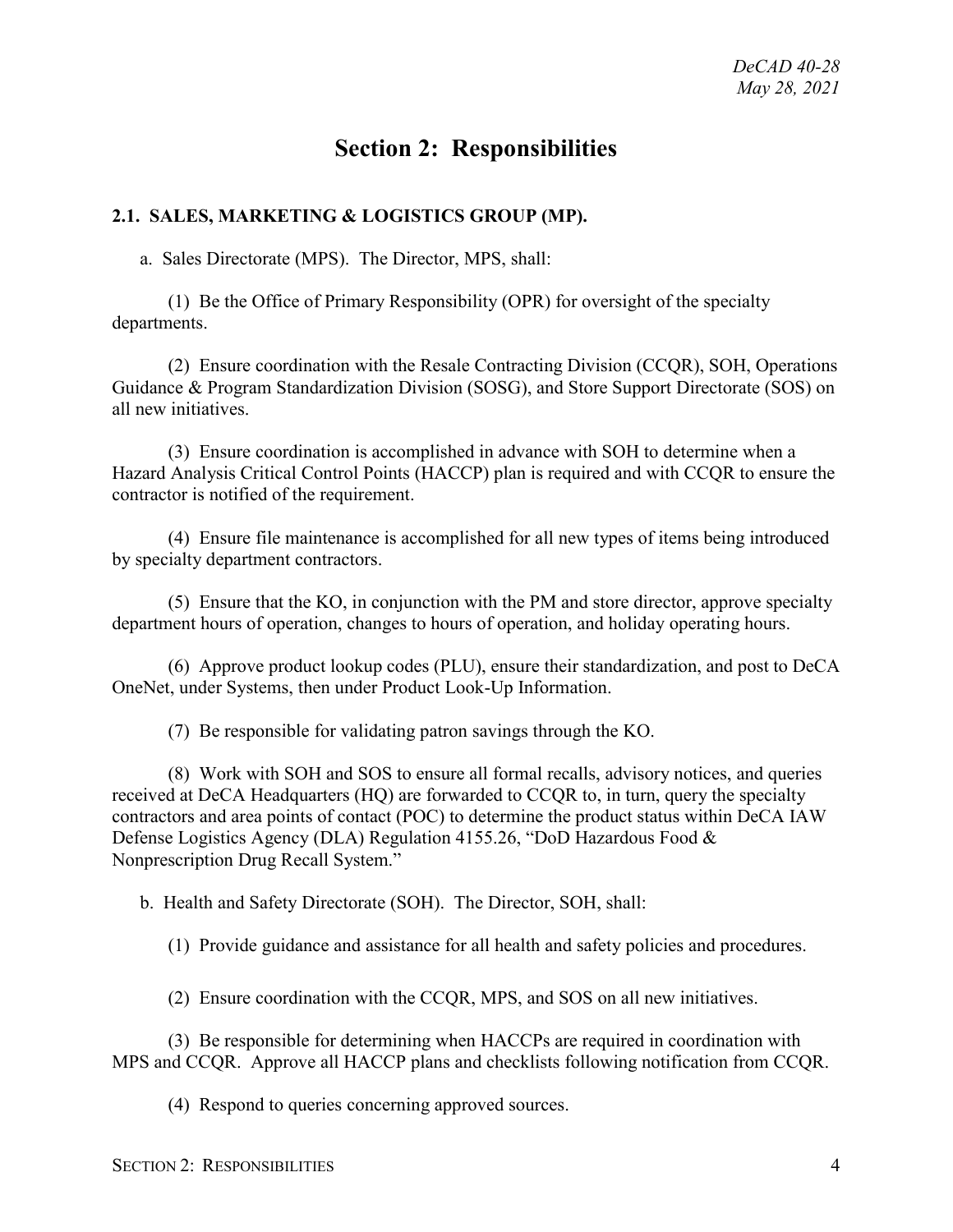# Section 2: Responsibilities

## 2.1. SALES, MARKETING & LOGISTICS GROUP (MP).

a. Sales Directorate (MPS). The Director, MPS, shall:

(1) Be the Office of Primary Responsibility (OPR) for oversight of the specialty departments.

(2) Ensure coordination with the Resale Contracting Division (CCQR), SOH, Operations Guidance & Program Standardization Division (SOSG), and Store Support Directorate (SOS) on all new initiatives.

(3) Ensure coordination is accomplished in advance with SOH to determine when a Hazard Analysis Critical Control Points (HACCP) plan is required and with CCQR to ensure the contractor is notified of the requirement.

(4) Ensure file maintenance is accomplished for all new types of items being introduced by specialty department contractors.

(5) Ensure that the KO, in conjunction with the PM and store director, approve specialty department hours of operation, changes to hours of operation, and holiday operating hours.

(6) Approve product lookup codes (PLU), ensure their standardization, and post to DeCA OneNet, under Systems, then under Product Look-Up Information.

(7) Be responsible for validating patron savings through the KO.

(8) Work with SOH and SOS to ensure all formal recalls, advisory notices, and queries received at DeCA Headquarters (HQ) are forwarded to CCQR to, in turn, query the specialty contractors and area points of contact (POC) to determine the product status within DeCA IAW Defense Logistics Agency (DLA) Regulation 4155.26, "DoD Hazardous Food & Nonprescription Drug Recall System."

b. Health and Safety Directorate (SOH). The Director, SOH, shall:

(1) Provide guidance and assistance for all health and safety policies and procedures.

(2) Ensure coordination with the CCQR, MPS, and SOS on all new initiatives.

(3) Be responsible for determining when HACCPs are required in coordination with MPS and CCQR. Approve all HACCP plans and checklists following notification from CCQR.

(4) Respond to queries concerning approved sources.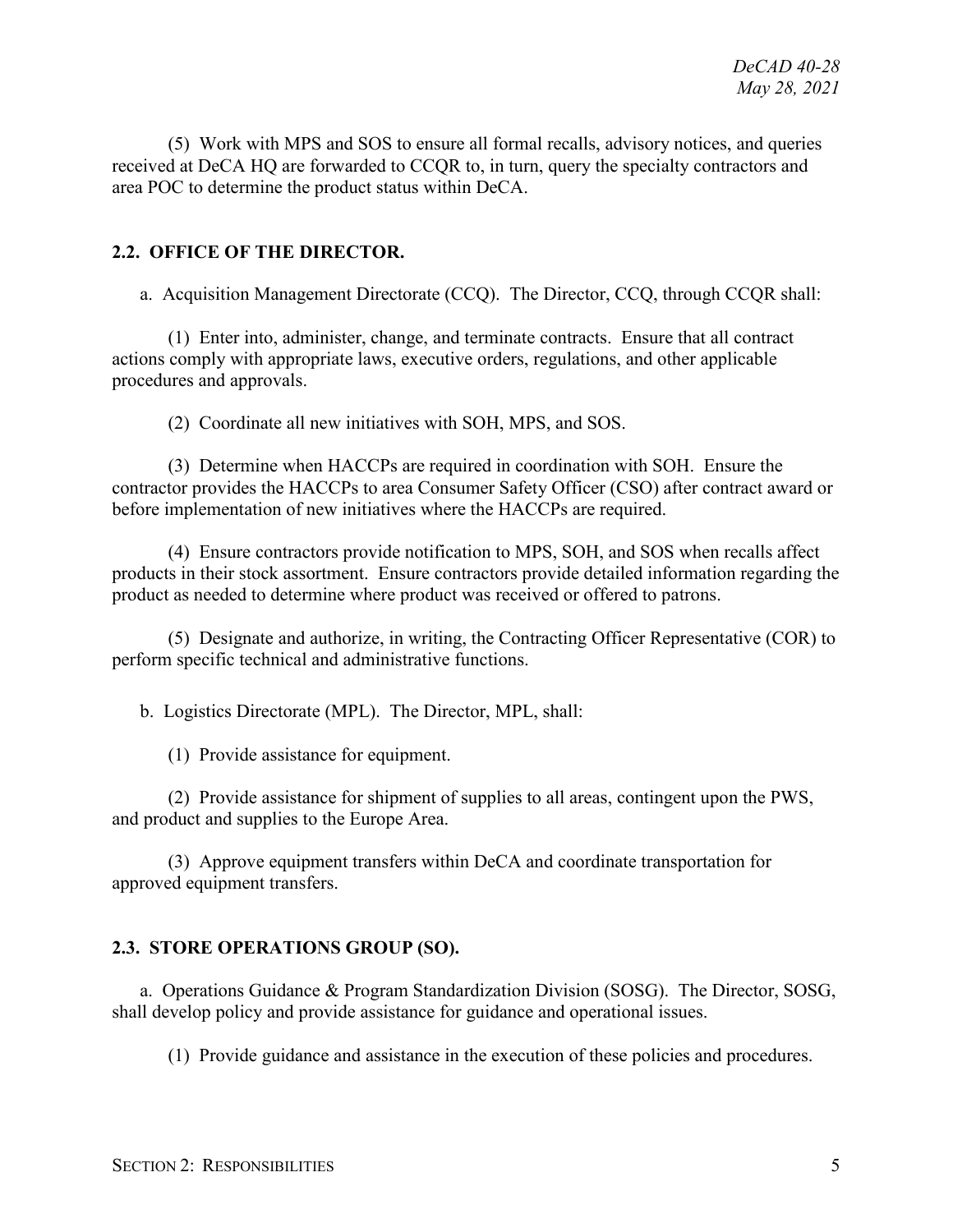(5) Work with MPS and SOS to ensure all formal recalls, advisory notices, and queries received at DeCA HQ are forwarded to CCQR to, in turn, query the specialty contractors and area POC to determine the product status within DeCA.

## 2.2. OFFICE OF THE DIRECTOR.

a. Acquisition Management Directorate (CCQ). The Director, CCQ, through CCQR shall:

(1) Enter into, administer, change, and terminate contracts. Ensure that all contract actions comply with appropriate laws, executive orders, regulations, and other applicable procedures and approvals.

(2) Coordinate all new initiatives with SOH, MPS, and SOS.

(3) Determine when HACCPs are required in coordination with SOH. Ensure the contractor provides the HACCPs to area Consumer Safety Officer (CSO) after contract award or before implementation of new initiatives where the HACCPs are required.

(4) Ensure contractors provide notification to MPS, SOH, and SOS when recalls affect products in their stock assortment. Ensure contractors provide detailed information regarding the product as needed to determine where product was received or offered to patrons.

(5) Designate and authorize, in writing, the Contracting Officer Representative (COR) to perform specific technical and administrative functions.

b. Logistics Directorate (MPL). The Director, MPL, shall:

(1) Provide assistance for equipment.

(2) Provide assistance for shipment of supplies to all areas, contingent upon the PWS, and product and supplies to the Europe Area.

(3) Approve equipment transfers within DeCA and coordinate transportation for approved equipment transfers.

## 2.3. STORE OPERATIONS GROUP (SO).

a. Operations Guidance & Program Standardization Division (SOSG). The Director, SOSG, shall develop policy and provide assistance for guidance and operational issues.

(1) Provide guidance and assistance in the execution of these policies and procedures.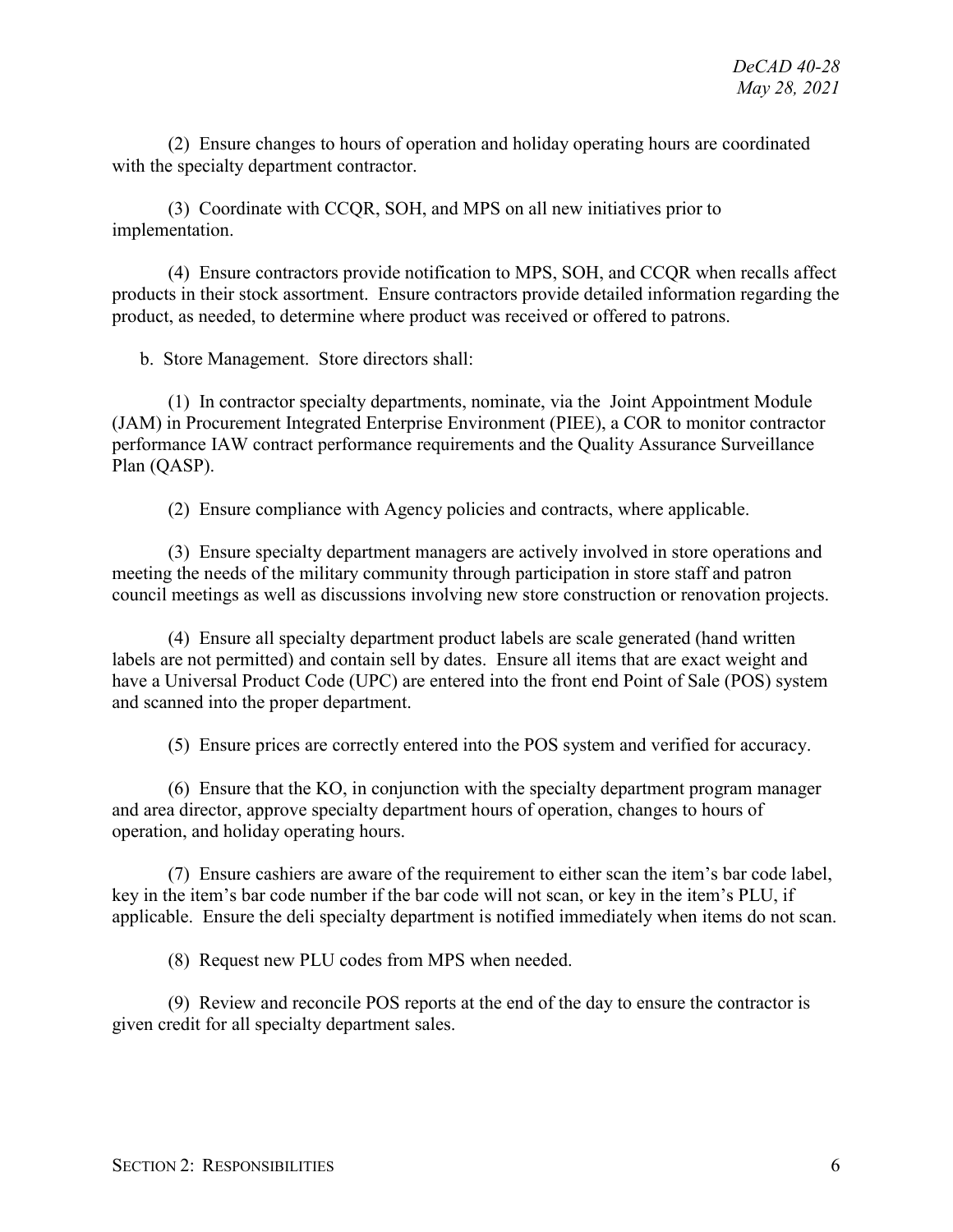(2) Ensure changes to hours of operation and holiday operating hours are coordinated with the specialty department contractor.

(3) Coordinate with CCQR, SOH, and MPS on all new initiatives prior to implementation.

(4) Ensure contractors provide notification to MPS, SOH, and CCQR when recalls affect products in their stock assortment. Ensure contractors provide detailed information regarding the product, as needed, to determine where product was received or offered to patrons.

b. Store Management. Store directors shall:

(1) In contractor specialty departments, nominate, via the Joint Appointment Module (JAM) in Procurement Integrated Enterprise Environment (PIEE), a COR to monitor contractor performance IAW contract performance requirements and the Quality Assurance Surveillance Plan (QASP).

(2) Ensure compliance with Agency policies and contracts, where applicable.

(3) Ensure specialty department managers are actively involved in store operations and meeting the needs of the military community through participation in store staff and patron council meetings as well as discussions involving new store construction or renovation projects.

(4) Ensure all specialty department product labels are scale generated (hand written labels are not permitted) and contain sell by dates. Ensure all items that are exact weight and have a Universal Product Code (UPC) are entered into the front end Point of Sale (POS) system and scanned into the proper department.

(5) Ensure prices are correctly entered into the POS system and verified for accuracy.

(6) Ensure that the KO, in conjunction with the specialty department program manager and area director, approve specialty department hours of operation, changes to hours of operation, and holiday operating hours.

(7) Ensure cashiers are aware of the requirement to either scan the item's bar code label, key in the item's bar code number if the bar code will not scan, or key in the item's PLU, if applicable. Ensure the deli specialty department is notified immediately when items do not scan.

(8) Request new PLU codes from MPS when needed.

(9) Review and reconcile POS reports at the end of the day to ensure the contractor is given credit for all specialty department sales.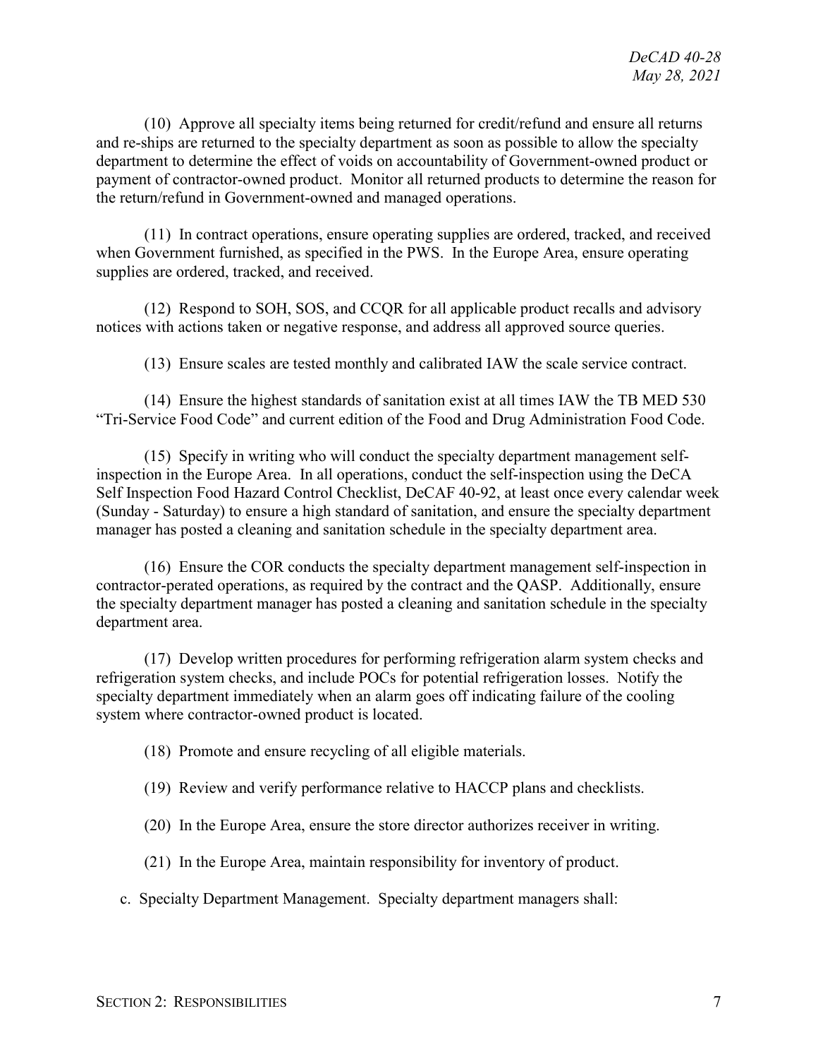(10) Approve all specialty items being returned for credit/refund and ensure all returns and re-ships are returned to the specialty department as soon as possible to allow the specialty department to determine the effect of voids on accountability of Government-owned product or payment of contractor-owned product. Monitor all returned products to determine the reason for the return/refund in Government-owned and managed operations.

(11) In contract operations, ensure operating supplies are ordered, tracked, and received when Government furnished, as specified in the PWS. In the Europe Area, ensure operating supplies are ordered, tracked, and received.

(12) Respond to SOH, SOS, and CCQR for all applicable product recalls and advisory notices with actions taken or negative response, and address all approved source queries.

(13) Ensure scales are tested monthly and calibrated IAW the scale service contract.

(14) Ensure the highest standards of sanitation exist at all times IAW the TB MED 530 "Tri-Service Food Code" and current edition of the Food and Drug Administration Food Code.

(15) Specify in writing who will conduct the specialty department management self-inspection in the Europe Area. In all operations, conduct the self-inspection using the DeCA Self Inspection Food Hazard Control Checklist, DeCAF 40-92, at least once every calendar week (Sunday - Saturday) to ensure a high standard of sanitation, and ensure the specialty department manager has posted a cleaning and sanitation schedule in the specialty department area.

(16) Ensure the COR conducts the specialty department management self-inspection in contractor-perated operations, as required by the contract and the QASP. Additionally, ensure the specialty department manager has posted a cleaning and sanitation schedule in the specialty department area.

(17) Develop written procedures for performing refrigeration alarm system checks and refrigeration system checks, and include POCs for potential refrigeration losses. Notify the specialty department immediately when an alarm goes off indicating failure of the cooling system where contractor-owned product is located.

(18) Promote and ensure recycling of all eligible materials.

(19) Review and verify performance relative to HACCP plans and checklists.

(20) In the Europe Area, ensure the store director authorizes receiver in writing.

(21) In the Europe Area, maintain responsibility for inventory of product.

c. Specialty Department Management. Specialty department managers shall: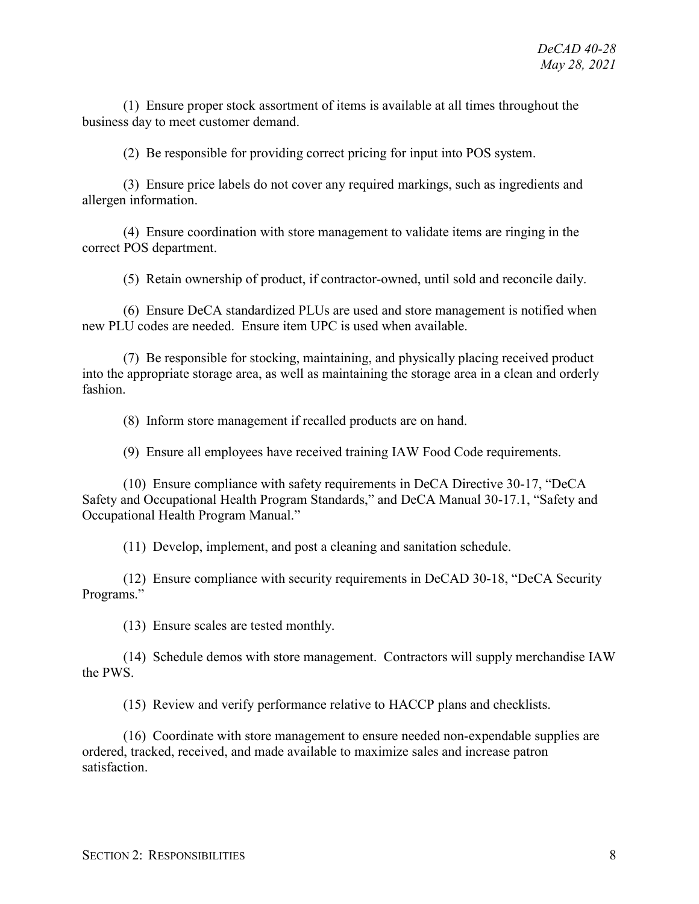(1) Ensure proper stock assortment of items is available at all times throughout the business day to meet customer demand.

(2) Be responsible for providing correct pricing for input into POS system.

(3) Ensure price labels do not cover any required markings, such as ingredients and allergen information.

(4) Ensure coordination with store management to validate items are ringing in the correct POS department.

(5) Retain ownership of product, if contractor-owned, until sold and reconcile daily.

(6) Ensure DeCA standardized PLUs are used and store management is notified when new PLU codes are needed. Ensure item UPC is used when available.

(7) Be responsible for stocking, maintaining, and physically placing received product into the appropriate storage area, as well as maintaining the storage area in a clean and orderly fashion.

(8) Inform store management if recalled products are on hand.

(9) Ensure all employees have received training IAW Food Code requirements.

(10) Ensure compliance with safety requirements in DeCA Directive 30-17, "DeCA Safety and Occupational Health Program Standards," and DeCA Manual 30-17.1, "Safety and Occupational Health Program Manual."

(11) Develop, implement, and post a cleaning and sanitation schedule.

(12) Ensure compliance with security requirements in DeCAD 30-18, "DeCA Security Programs."

(13) Ensure scales are tested monthly.

(14) Schedule demos with store management. Contractors will supply merchandise IAW the PWS.

(15) Review and verify performance relative to HACCP plans and checklists.

(16) Coordinate with store management to ensure needed non-expendable supplies are ordered, tracked, received, and made available to maximize sales and increase patron satisfaction.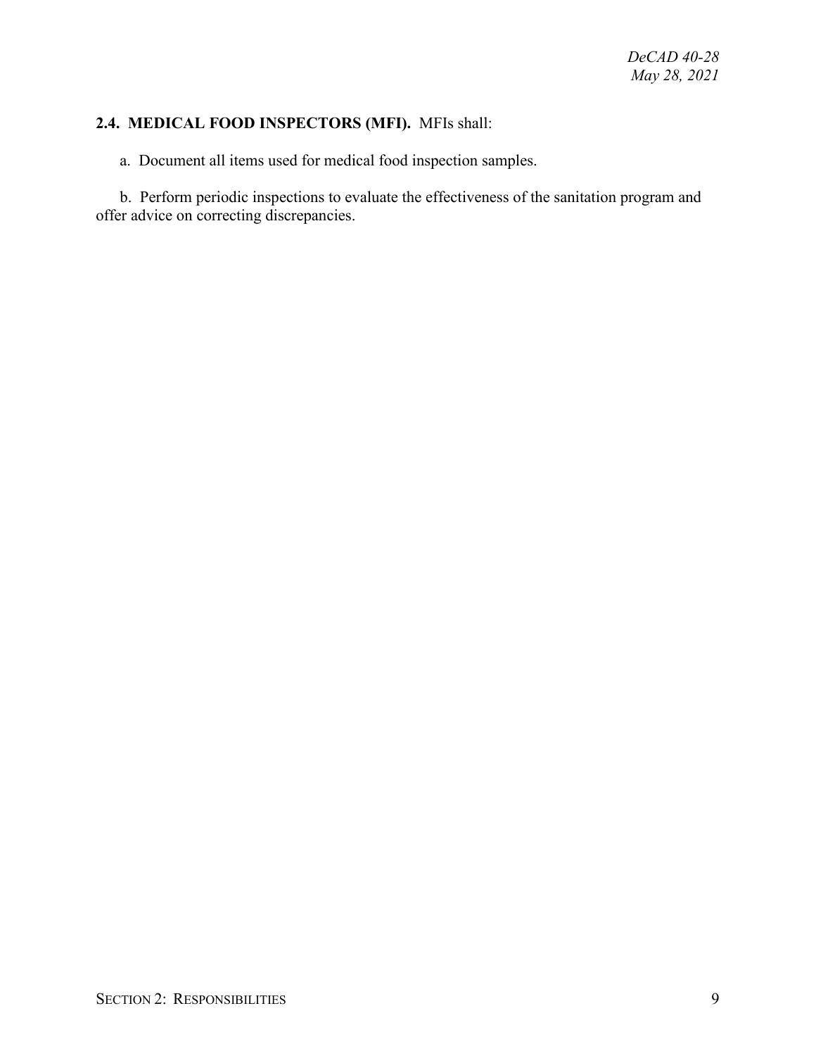**2.4. MEDICAL FOOD INSPECTORS (MFI).** MFIs shall:

a. Document all items used for medical food inspection samples.

b. Perform periodic inspections to evaluate the effectiveness of the sanitation program and offer advice on correcting discrepancies.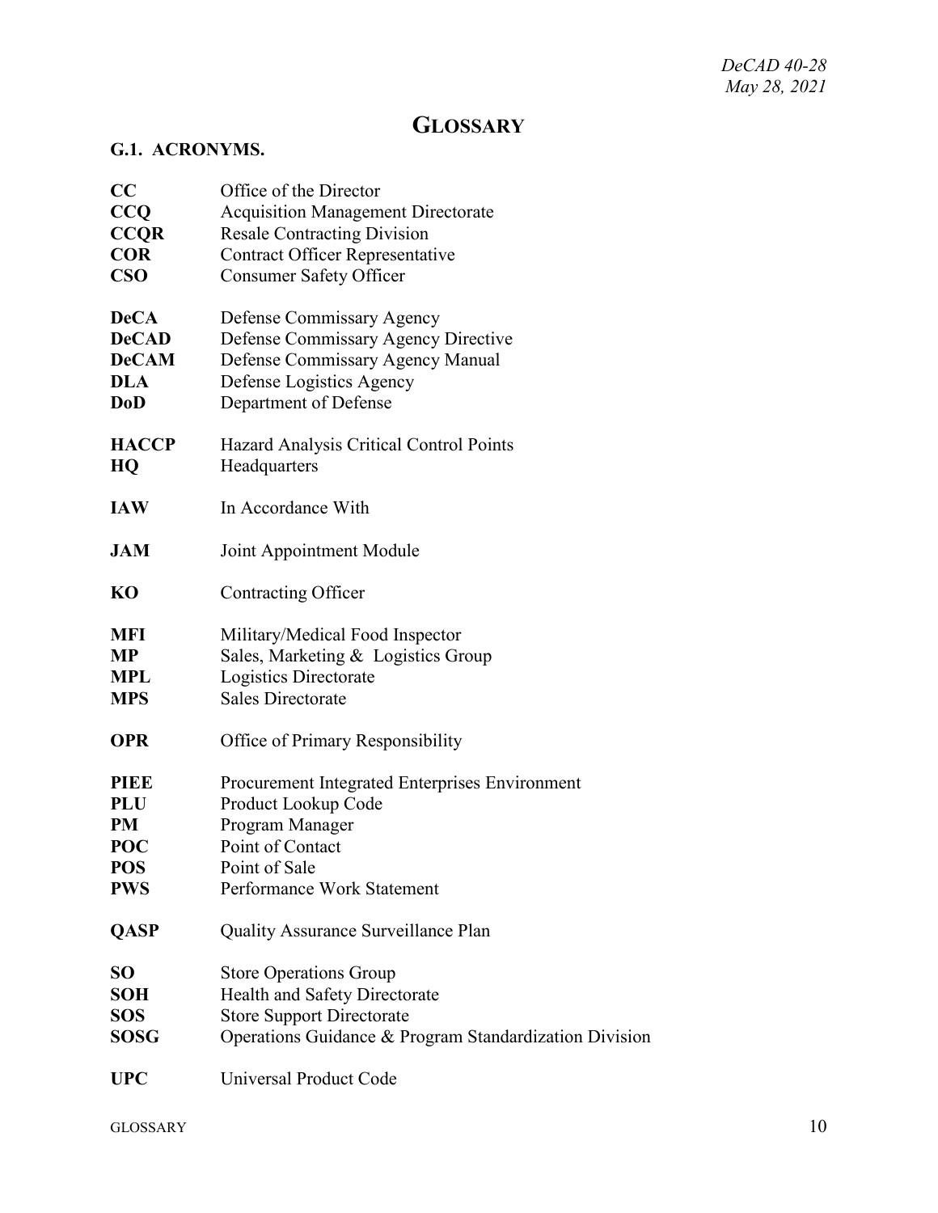# GLOSSARY

## G.1. ACRONYMS.

| | |
|---|---|
| **CC** | Office of the Director |
| **CCQ** | Acquisition Management Directorate |
| **CCQR** | Resale Contracting Division |
| **COR** | Contract Officer Representative |
| **CSO** | Consumer Safety Officer |
| **DeCA** | Defense Commissary Agency |
| **DeCAD** | Defense Commissary Agency Directive |
| **DeCAM** | Defense Commissary Agency Manual |
| **DLA** | Defense Logistics Agency |
| **DoD** | Department of Defense |
| **HACCP** | Hazard Analysis Critical Control Points |
| **HQ** | Headquarters |
| **IAW** | In Accordance With |
| **JAM** | Joint Appointment Module |
| **KO** | Contracting Officer |
| **MFI** | Military/Medical Food Inspector |
| **MP** | Sales, Marketing & Logistics Group |
| **MPL** | Logistics Directorate |
| **MPS** | Sales Directorate |
| **OPR** | Office of Primary Responsibility |
| **PIEE** | Procurement Integrated Enterprises Environment |
| **PLU** | Product Lookup Code |
| **PM** | Program Manager |
| **POC** | Point of Contact |
| **POS** | Point of Sale |
| **PWS** | Performance Work Statement |
| **QASP** | Quality Assurance Surveillance Plan |
| **SO** | Store Operations Group |
| **SOH** | Health and Safety Directorate |
| **SOS** | Store Support Directorate |
| **SOSG** | Operations Guidance & Program Standardization Division |
| **UPC** | Universal Product Code |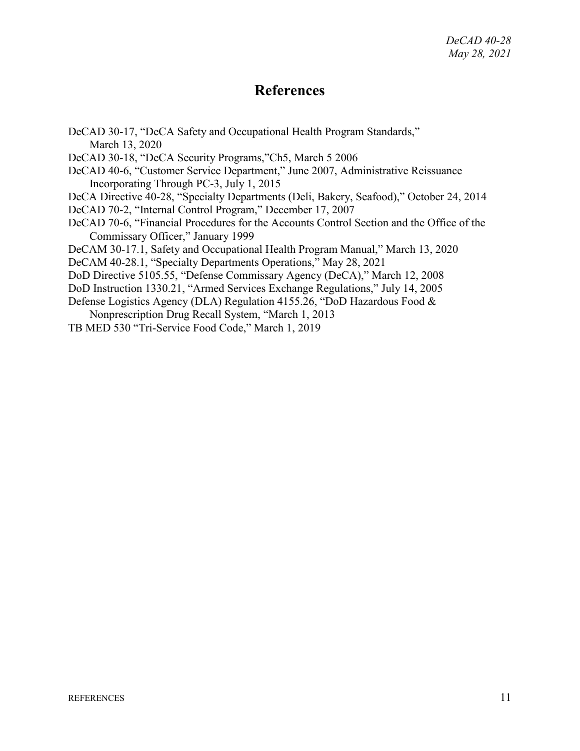# References

DeCAD 30-17, "DeCA Safety and Occupational Health Program Standards," March 13, 2020

DeCAD 30-18, "DeCA Security Programs,"Ch5, March 5 2006

DeCAD 40-6, "Customer Service Department," June 2007, Administrative Reissuance Incorporating Through PC-3, July 1, 2015

DeCA Directive 40-28, "Specialty Departments (Deli, Bakery, Seafood)," October 24, 2014

DeCAD 70-2, "Internal Control Program," December 17, 2007

DeCAD 70-6, "Financial Procedures for the Accounts Control Section and the Office of the Commissary Officer," January 1999

DeCAM 30-17.1, Safety and Occupational Health Program Manual," March 13, 2020

DeCAM 40-28.1, "Specialty Departments Operations," May 28, 2021

DoD Directive 5105.55, "Defense Commissary Agency (DeCA)," March 12, 2008

DoD Instruction 1330.21, "Armed Services Exchange Regulations," July 14, 2005

Defense Logistics Agency (DLA) Regulation 4155.26, "DoD Hazardous Food & Nonprescription Drug Recall System, "March 1, 2013

TB MED 530 "Tri-Service Food Code," March 1, 2019